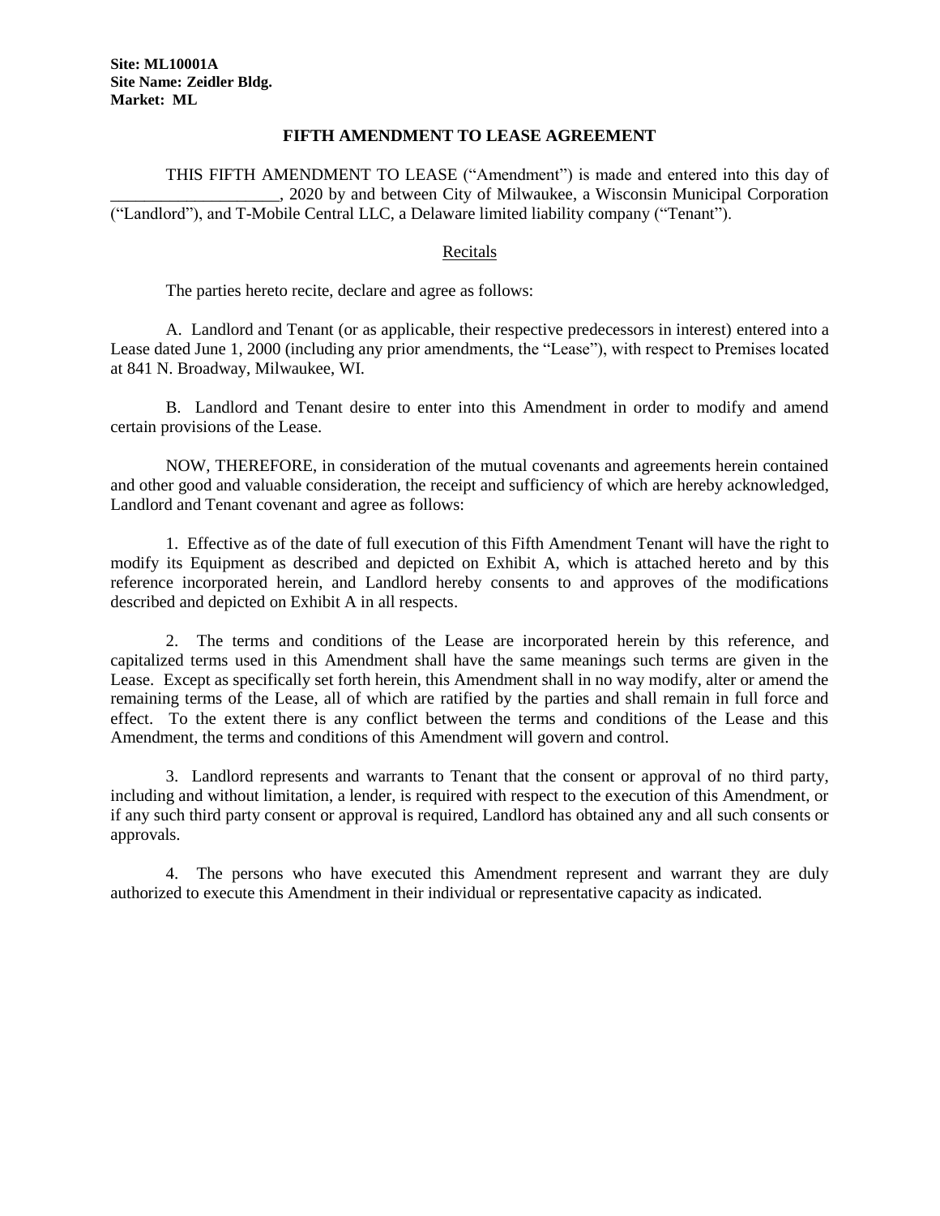**Site: ML10001A**
**Site Name: Zeidler Bldg.**
**Market: ML**

# FIFTH AMENDMENT TO LEASE AGREEMENT

THIS FIFTH AMENDMENT TO LEASE ("Amendment") is made and entered into this day of ____________________, 2020 by and between City of Milwaukee, a Wisconsin Municipal Corporation ("Landlord"), and T-Mobile Central LLC, a Delaware limited liability company ("Tenant").

## Recitals

The parties hereto recite, declare and agree as follows:

A. Landlord and Tenant (or as applicable, their respective predecessors in interest) entered into a Lease dated June 1, 2000 (including any prior amendments, the "Lease"), with respect to Premises located at 841 N. Broadway, Milwaukee, WI.

B. Landlord and Tenant desire to enter into this Amendment in order to modify and amend certain provisions of the Lease.

NOW, THEREFORE, in consideration of the mutual covenants and agreements herein contained and other good and valuable consideration, the receipt and sufficiency of which are hereby acknowledged, Landlord and Tenant covenant and agree as follows:

1. Effective as of the date of full execution of this Fifth Amendment Tenant will have the right to modify its Equipment as described and depicted on Exhibit A, which is attached hereto and by this reference incorporated herein, and Landlord hereby consents to and approves of the modifications described and depicted on Exhibit A in all respects.

2. The terms and conditions of the Lease are incorporated herein by this reference, and capitalized terms used in this Amendment shall have the same meanings such terms are given in the Lease. Except as specifically set forth herein, this Amendment shall in no way modify, alter or amend the remaining terms of the Lease, all of which are ratified by the parties and shall remain in full force and effect. To the extent there is any conflict between the terms and conditions of the Lease and this Amendment, the terms and conditions of this Amendment will govern and control.

3. Landlord represents and warrants to Tenant that the consent or approval of no third party, including and without limitation, a lender, is required with respect to the execution of this Amendment, or if any such third party consent or approval is required, Landlord has obtained any and all such consents or approvals.

4. The persons who have executed this Amendment represent and warrant they are duly authorized to execute this Amendment in their individual or representative capacity as indicated.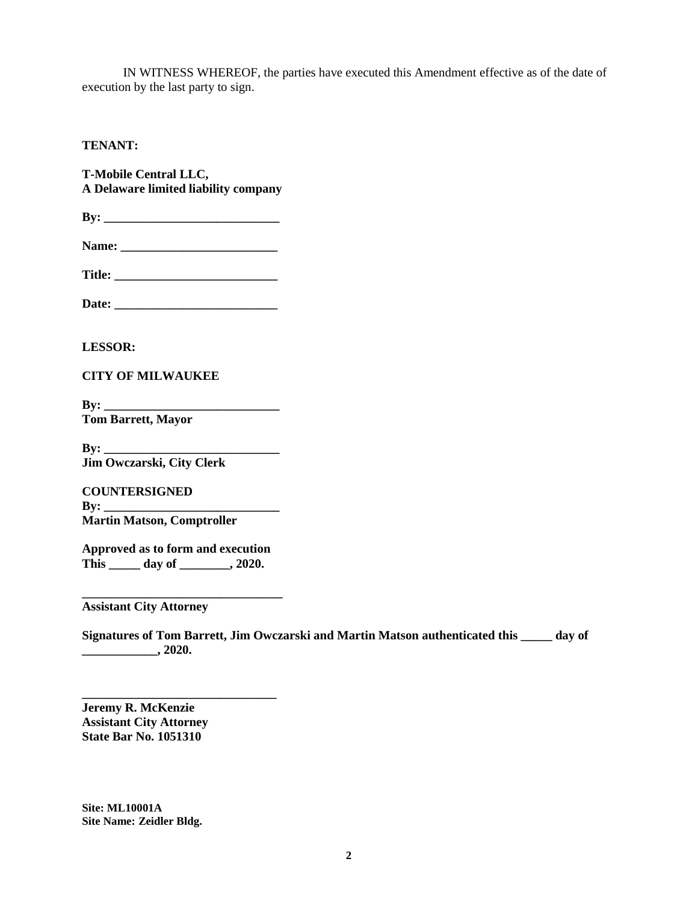IN WITNESS WHEREOF, the parties have executed this Amendment effective as of the date of execution by the last party to sign.

**TENANT:**

**T-Mobile Central LLC,**
**A Delaware limited liability company**

**By: ____________________________**

**Name: _________________________**

**Title: __________________________**

**Date: __________________________**

**LESSOR:**

**CITY OF MILWAUKEE**

**By: ____________________________**
**Tom Barrett, Mayor**

**By: ____________________________**
**Jim Owczarski, City Clerk**

**COUNTERSIGNED**
**By: ____________________________**
**Martin Matson, Comptroller**

**Approved as to form and execution**
**This _____ day of ________, 2020.**

**________________________________**
**Assistant City Attorney**

**Signatures of Tom Barrett, Jim Owczarski and Martin Matson authenticated this _____ day of ____________, 2020.**

**_______________________________**
**Jeremy R. McKenzie**
**Assistant City Attorney**
**State Bar No. 1051310**

**Site: ML10001A**
**Site Name: Zeidler Bldg.**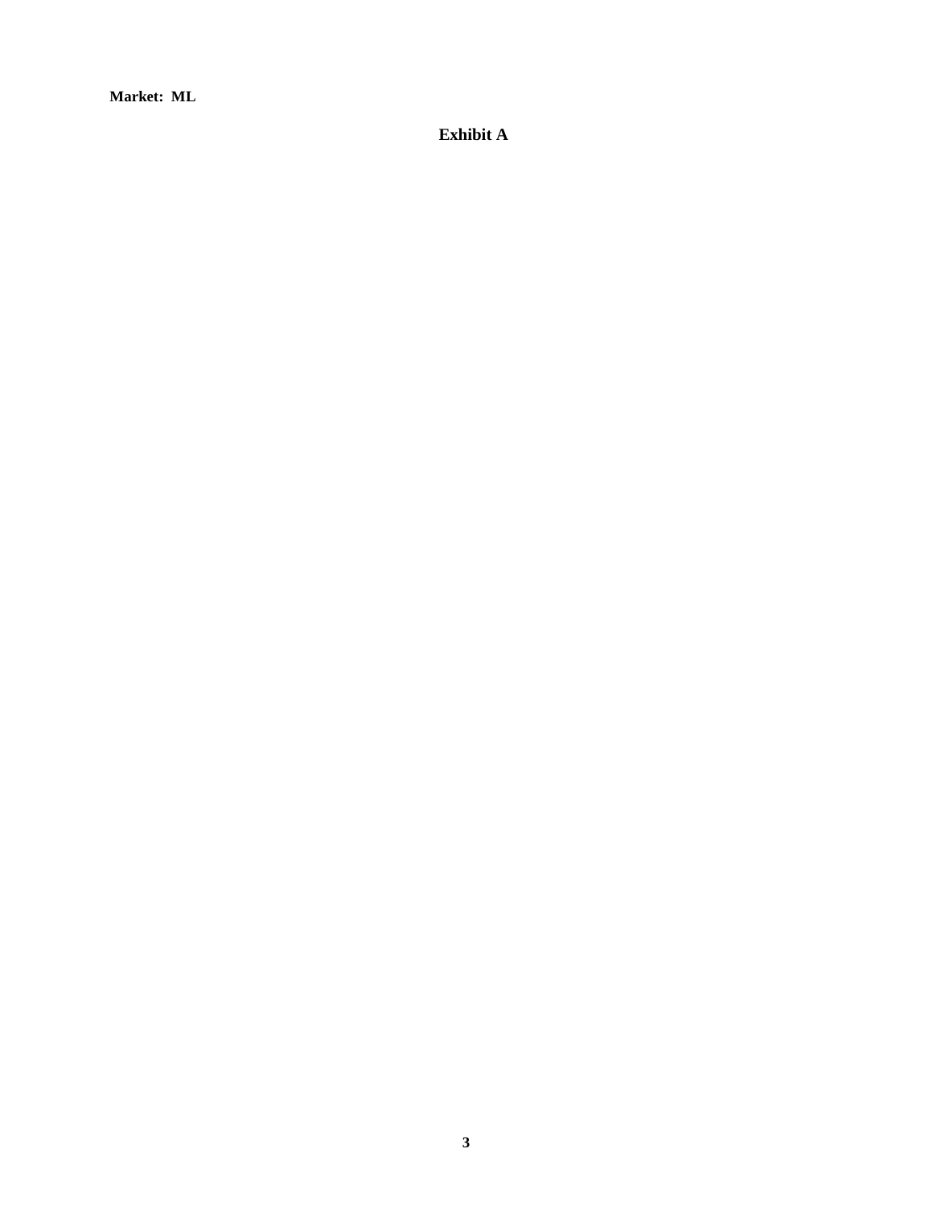**Market: ML**

# Exhibit A